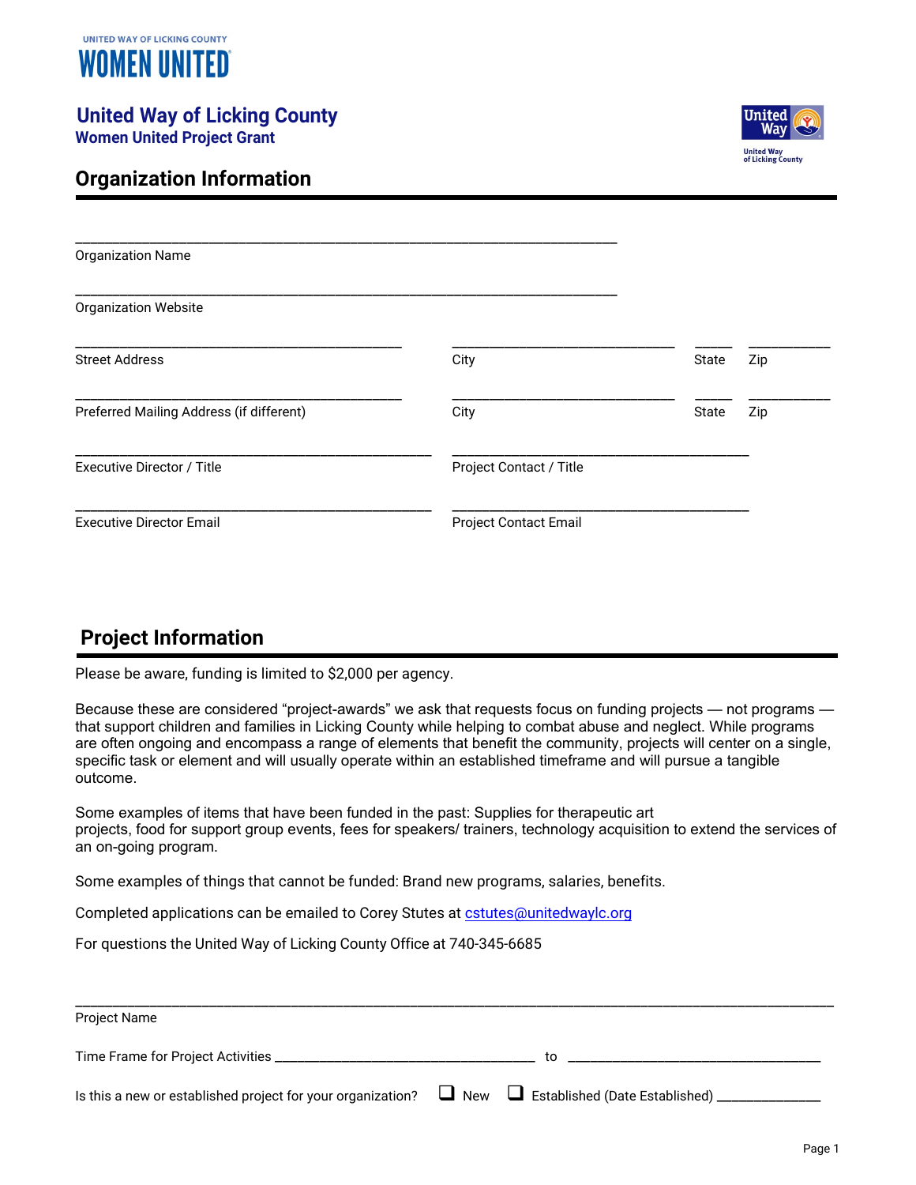UNITED WAY OF LICKING COUNTY

# WOMEN UNITED

## United Way of Licking County

**Women United Project Grant**

## Organization Information

\_\_\_\_\_\_\_\_\_\_\_\_\_\_\_\_\_\_\_\_\_\_\_\_\_\_\_\_\_\_\_\_\_\_\_\_\_\_\_\_\_\_\_\_\_\_\_\_\_\_\_\_\_\_\_\_\_\_\_\_\_\_\_\_\_\_\_\_\_\_

Organization Name

\_\_\_\_\_\_\_\_\_\_\_\_\_\_\_\_\_\_\_\_\_\_\_\_\_\_\_\_\_\_\_\_\_\_\_\_\_\_\_\_\_\_\_\_\_\_\_\_\_\_\_\_\_\_\_\_\_\_\_\_\_\_\_\_\_\_\_\_\_\_

Organization Website

| | | | |
|---|---|---|---|
| \_\_\_\_\_\_\_\_\_\_\_\_\_\_\_\_\_\_\_\_\_\_\_\_\_\_\_\_\_\_ | \_\_\_\_\_\_\_\_\_\_\_\_\_\_\_\_\_\_\_\_\_\_ | \_\_\_\_ | \_\_\_\_\_\_\_\_ |
| Street Address | City | State | Zip |
| \_\_\_\_\_\_\_\_\_\_\_\_\_\_\_\_\_\_\_\_\_\_\_\_\_\_\_\_\_\_ | \_\_\_\_\_\_\_\_\_\_\_\_\_\_\_\_\_\_\_\_\_\_ | \_\_\_\_ | \_\_\_\_\_\_\_\_ |
| Preferred Mailing Address (if different) | City | State | Zip |

| | |
|---|---|
| \_\_\_\_\_\_\_\_\_\_\_\_\_\_\_\_\_\_\_\_\_\_\_\_\_\_\_\_\_\_\_\_\_\_ | \_\_\_\_\_\_\_\_\_\_\_\_\_\_\_\_\_\_\_\_\_\_\_\_\_\_\_\_\_\_ |
| Executive Director / Title | Project Contact / Title |
| \_\_\_\_\_\_\_\_\_\_\_\_\_\_\_\_\_\_\_\_\_\_\_\_\_\_\_\_\_\_\_\_\_\_ | \_\_\_\_\_\_\_\_\_\_\_\_\_\_\_\_\_\_\_\_\_\_\_\_\_\_\_\_\_\_ |
| Executive Director Email | Project Contact Email |

## Project Information

Please be aware, funding is limited to $2,000 per agency.

Because these are considered "project-awards" we ask that requests focus on funding projects — not programs — that support children and families in Licking County while helping to combat abuse and neglect. While programs are often ongoing and encompass a range of elements that benefit the community, projects will center on a single, specific task or element and will usually operate within an established timeframe and will pursue a tangible outcome.

Some examples of items that have been funded in the past: Supplies for therapeutic art projects, food for support group events, fees for speakers/ trainers, technology acquisition to extend the services of an on-going program.

Some examples of things that cannot be funded: Brand new programs, salaries, benefits.

Completed applications can be emailed to Corey Stutes at cstutes@unitedwaylc.org

For questions the United Way of Licking County Office at 740-345-6685

\_\_\_\_\_\_\_\_\_\_\_\_\_\_\_\_\_\_\_\_\_\_\_\_\_\_\_\_\_\_\_\_\_\_\_\_\_\_\_\_\_\_\_\_\_\_\_\_\_\_\_\_\_\_\_\_\_\_\_\_\_\_\_\_\_\_\_\_\_\_\_\_\_\_\_\_\_\_\_\_\_\_\_\_\_\_

Project Name

Time Frame for Project Activities \_\_\_\_\_\_\_\_\_\_\_\_\_\_\_\_\_\_\_\_\_\_\_\_\_\_\_\_ to \_\_\_\_\_\_\_\_\_\_\_\_\_\_\_\_\_\_\_\_\_\_\_\_\_\_\_\_

Is this a new or established project for your organization? ☐ New ☐ Established (Date Established) \_\_\_\_\_\_\_\_\_\_\_\_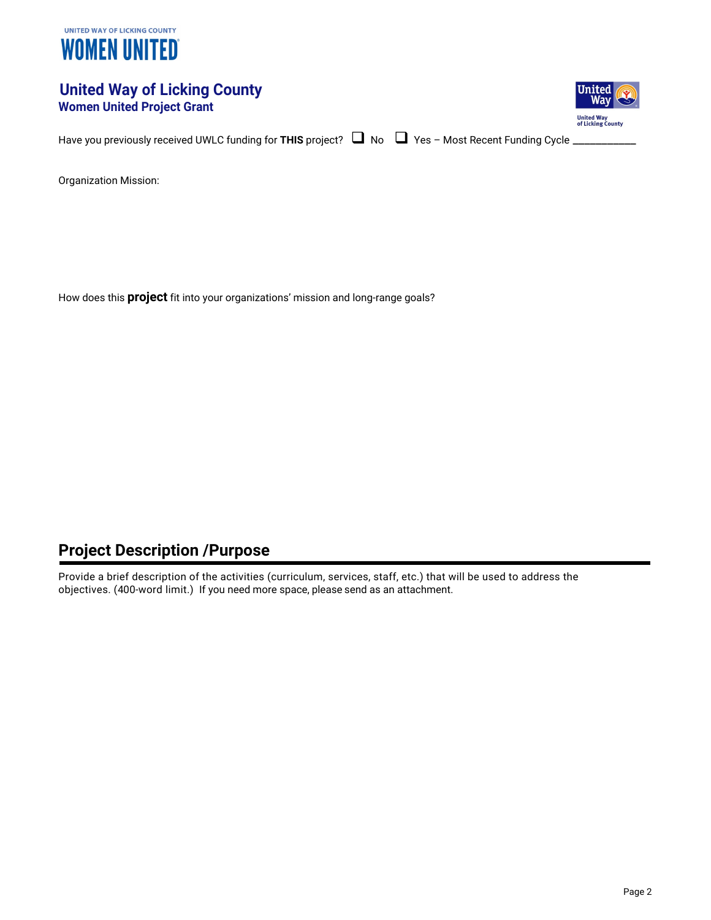UNITED WAY OF LICKING COUNTY
**WOMEN UNITED**

## United Way of Licking County
### Women United Project Grant

Have you previously received UWLC funding for **THIS** project? ❑ No ❑ Yes – Most Recent Funding Cycle ___________

Organization Mission:

How does this **project** fit into your organizations' mission and long-range goals?

## Project Description /Purpose

Provide a brief description of the activities (curriculum, services, staff, etc.) that will be used to address the objectives. (400-word limit.) If you need more space, please send as an attachment.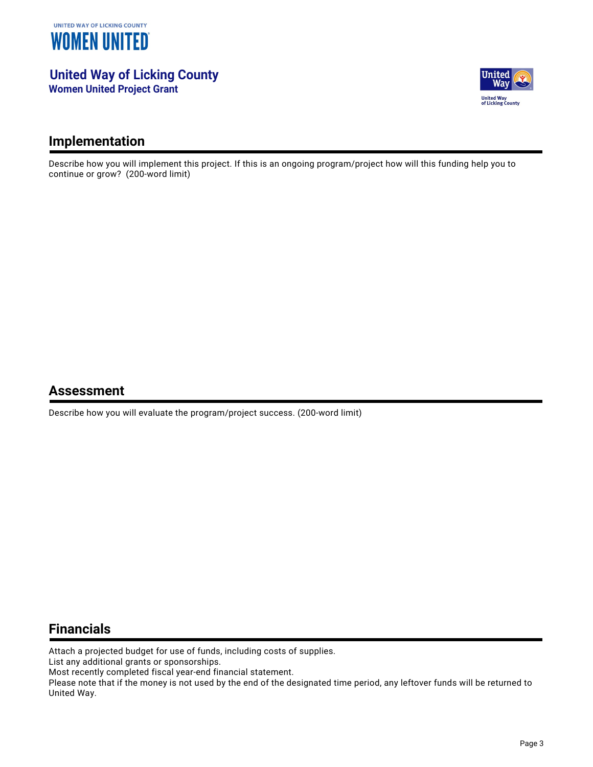UNITED WAY OF LICKING COUNTY
WOMEN UNITED

# United Way of Licking County

## Women United Project Grant

## Implementation

Describe how you will implement this project. If this is an ongoing program/project how will this funding help you to continue or grow? (200-word limit)

## Assessment

Describe how you will evaluate the program/project success. (200-word limit)

## Financials

Attach a projected budget for use of funds, including costs of supplies.
List any additional grants or sponsorships.
Most recently completed fiscal year-end financial statement.
Please note that if the money is not used by the end of the designated time period, any leftover funds will be returned to United Way.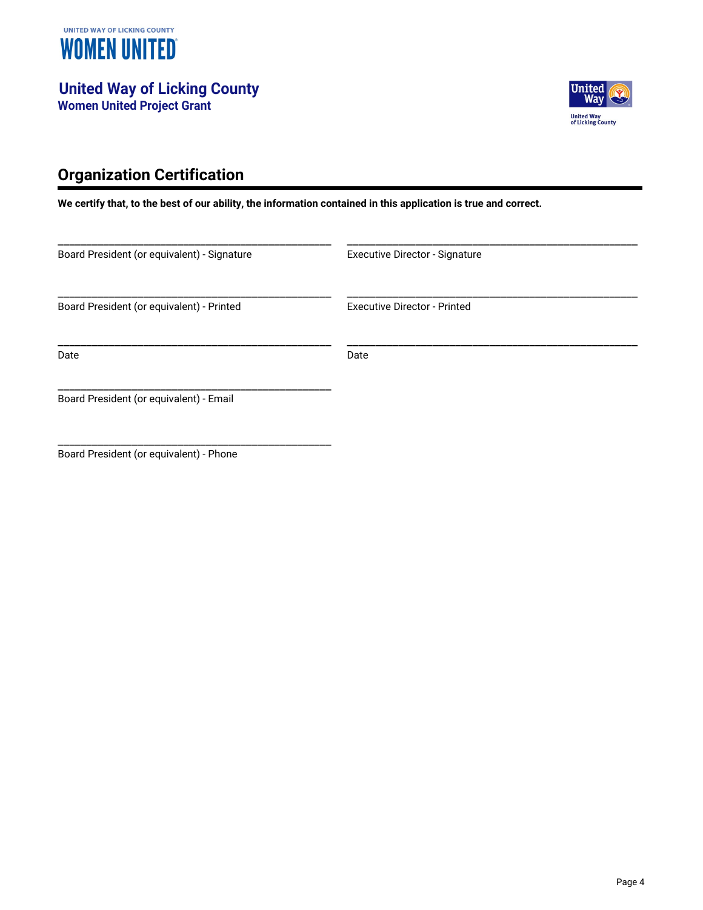UNITED WAY OF LICKING COUNTY

WOMEN UNITED

## United Way of Licking County

**Women United Project Grant**

## Organization Certification

**We certify that, to the best of our ability, the information contained in this application is true and correct.**

\_\_\_\_\_\_\_\_\_\_\_\_\_\_\_\_\_\_\_\_\_\_\_\_\_\_\_\_\_\_\_\_\_\_\_\_\_\_\_\_\_\_\_\_

Board President (or equivalent) - Signature

\_\_\_\_\_\_\_\_\_\_\_\_\_\_\_\_\_\_\_\_\_\_\_\_\_\_\_\_\_\_\_\_\_\_\_\_\_\_\_\_\_\_\_\_

Board President (or equivalent) - Printed

\_\_\_\_\_\_\_\_\_\_\_\_\_\_\_\_\_\_\_\_\_\_\_\_\_\_\_\_\_\_\_\_\_\_\_\_\_\_\_\_\_\_\_\_

Date

\_\_\_\_\_\_\_\_\_\_\_\_\_\_\_\_\_\_\_\_\_\_\_\_\_\_\_\_\_\_\_\_\_\_\_\_\_\_\_\_\_\_\_\_

Board President (or equivalent) - Email

\_\_\_\_\_\_\_\_\_\_\_\_\_\_\_\_\_\_\_\_\_\_\_\_\_\_\_\_\_\_\_\_\_\_\_\_\_\_\_\_\_\_\_\_

Board President (or equivalent) - Phone

\_\_\_\_\_\_\_\_\_\_\_\_\_\_\_\_\_\_\_\_\_\_\_\_\_\_\_\_\_\_\_\_\_\_\_\_\_\_\_\_\_\_\_\_

Executive Director - Signature

\_\_\_\_\_\_\_\_\_\_\_\_\_\_\_\_\_\_\_\_\_\_\_\_\_\_\_\_\_\_\_\_\_\_\_\_\_\_\_\_\_\_\_\_

Executive Director - Printed

\_\_\_\_\_\_\_\_\_\_\_\_\_\_\_\_\_\_\_\_\_\_\_\_\_\_\_\_\_\_\_\_\_\_\_\_\_\_\_\_\_\_\_\_

Date